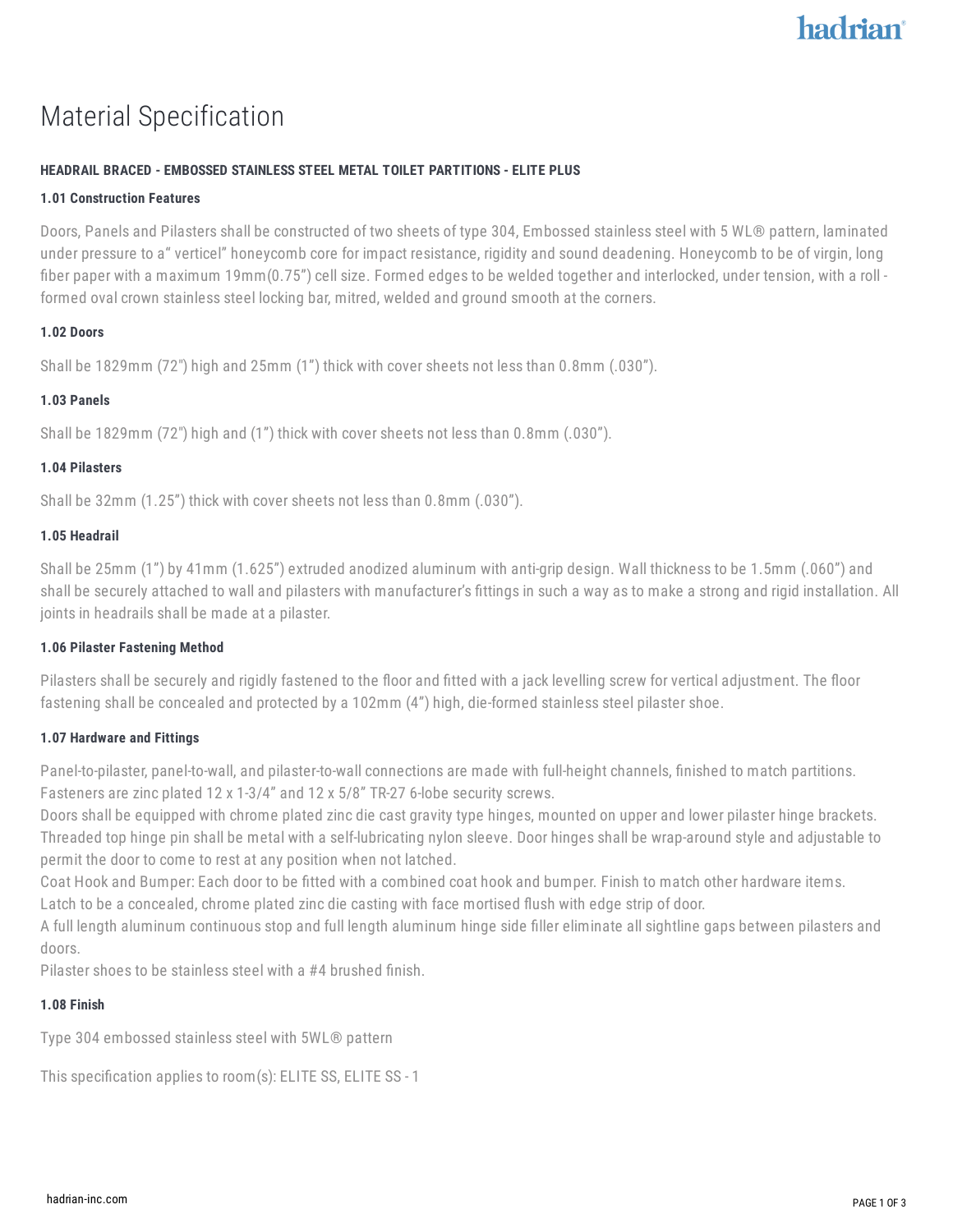# Material Specification

**HEADRAIL BRACED - EMBOSSED STAINLESS STEEL METAL TOILET PARTITIONS - ELITE PLUS**

**1.01 Construction Features**

Doors, Panels and Pilasters shall be constructed of two sheets of type 304, Embossed stainless steel with 5 WL® pattern, laminated under pressure to a" verticel" honeycomb core for impact resistance, rigidity and sound deadening. Honeycomb to be of virgin, long fiber paper with a maximum 19mm(0.75") cell size. Formed edges to be welded together and interlocked, under tension, with a roll - formed oval crown stainless steel locking bar, mitred, welded and ground smooth at the corners.

**1.02 Doors**

Shall be 1829mm (72") high and 25mm (1") thick with cover sheets not less than 0.8mm (.030").

**1.03 Panels**

Shall be 1829mm (72") high and (1") thick with cover sheets not less than 0.8mm (.030").

**1.04 Pilasters**

Shall be 32mm (1.25") thick with cover sheets not less than 0.8mm (.030").

**1.05 Headrail**

Shall be 25mm (1") by 41mm (1.625") extruded anodized aluminum with anti-grip design. Wall thickness to be 1.5mm (.060") and shall be securely attached to wall and pilasters with manufacturer's fittings in such a way as to make a strong and rigid installation. All joints in headrails shall be made at a pilaster.

**1.06 Pilaster Fastening Method**

Pilasters shall be securely and rigidly fastened to the floor and fitted with a jack levelling screw for vertical adjustment. The floor fastening shall be concealed and protected by a 102mm (4") high, die-formed stainless steel pilaster shoe.

**1.07 Hardware and Fittings**

Panel-to-pilaster, panel-to-wall, and pilaster-to-wall connections are made with full-height channels, finished to match partitions. Fasteners are zinc plated 12 x 1-3/4" and 12 x 5/8" TR-27 6-lobe security screws.
Doors shall be equipped with chrome plated zinc die cast gravity type hinges, mounted on upper and lower pilaster hinge brackets. Threaded top hinge pin shall be metal with a self-lubricating nylon sleeve. Door hinges shall be wrap-around style and adjustable to permit the door to come to rest at any position when not latched.
Coat Hook and Bumper: Each door to be fitted with a combined coat hook and bumper. Finish to match other hardware items.
Latch to be a concealed, chrome plated zinc die casting with face mortised flush with edge strip of door.
A full length aluminum continuous stop and full length aluminum hinge side filler eliminate all sightline gaps between pilasters and doors.
Pilaster shoes to be stainless steel with a #4 brushed finish.

**1.08 Finish**

Type 304 embossed stainless steel with 5WL® pattern

This specification applies to room(s): ELITE SS, ELITE SS - 1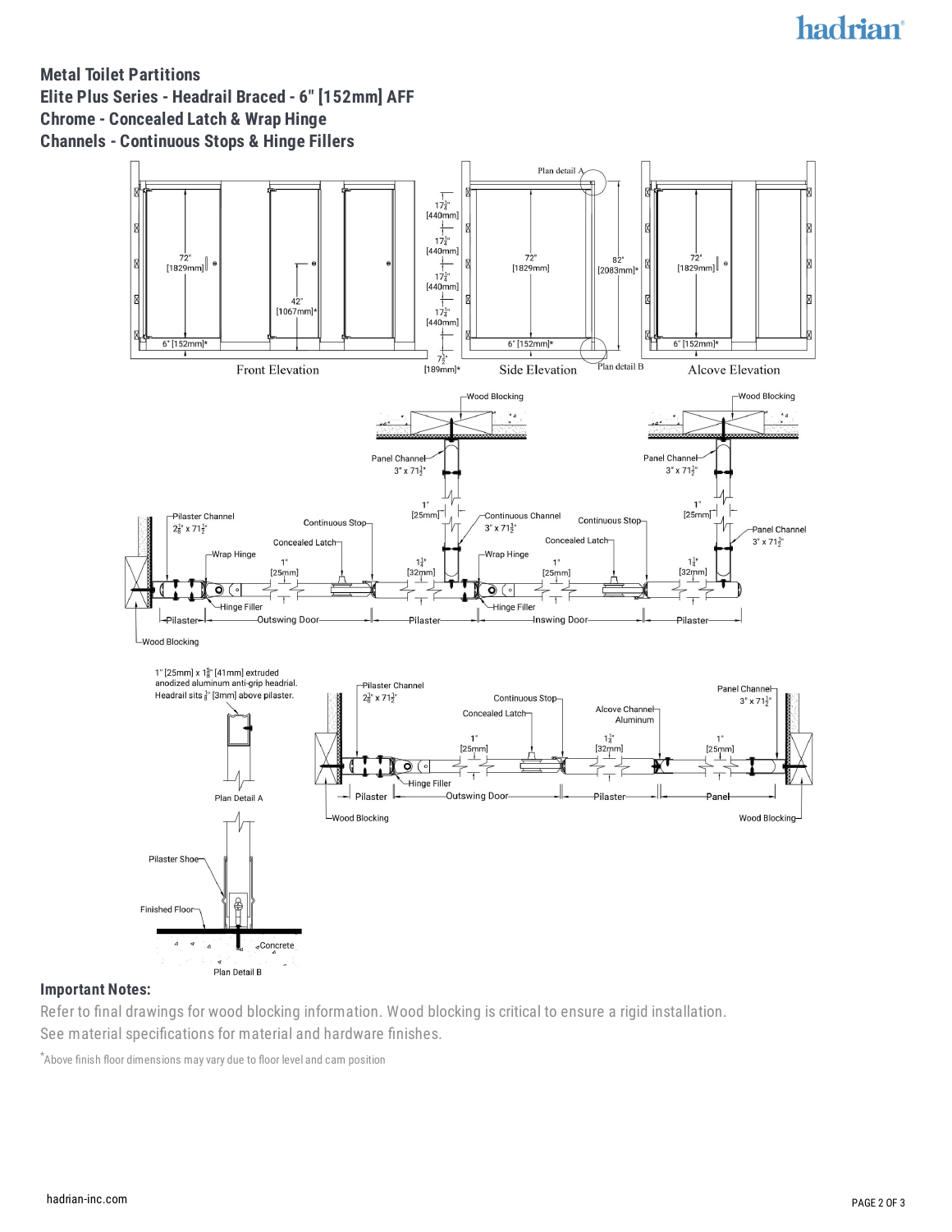# Metal Toilet Partitions

## Elite Plus Series - Headrail Braced - 6" [152mm] AFF

## Chrome - Concealed Latch & Wrap Hinge

## Channels - Continuous Stops & Hinge Fillers

Front Elevation

Side Elevation

Alcove Elevation

Plan detail A

Plan detail B

1" [25mm] x 1⅝" [41mm] extruded anodized aluminum anti-grip headrail. Headrail sits ⅛" [3mm] above pilaster.

Plan Detail A

Plan Detail B

### Important Notes:

Refer to final drawings for wood blocking information. Wood blocking is critical to ensure a rigid installation.

See material specifications for material and hardware finishes.

*Above finish floor dimensions may vary due to floor level and cam position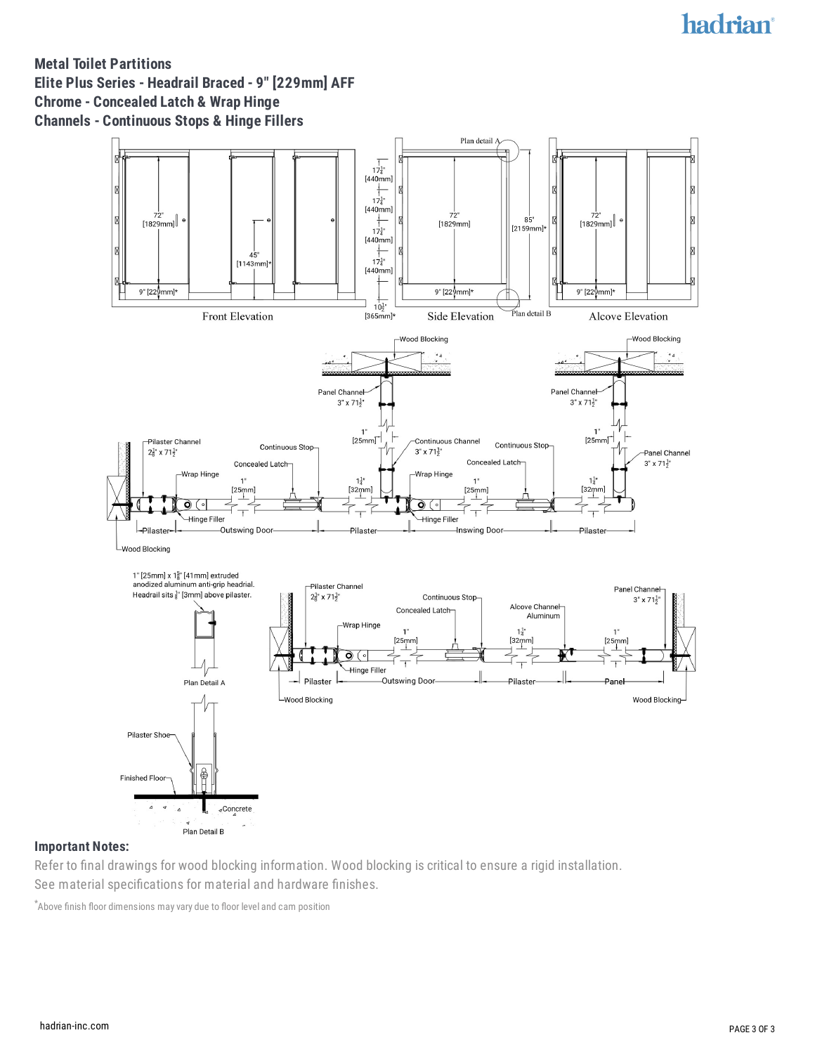# Metal Toilet Partitions
## Elite Plus Series - Headrail Braced - 9" [229mm] AFF
## Chrome - Concealed Latch & Wrap Hinge
## Channels - Continuous Stops & Hinge Fillers

Front Elevation

72" [1829mm]

45" [1143mm]*

9" [229mm]*

17¼" [440mm]

17¼" [440mm]

17¼" [440mm]

17¼" [440mm]

10½" [365mm]*

Side Elevation

Plan detail A

72" [1829mm]

85" [2159mm]*

9" [229mm]*

Plan detail B

Alcove Elevation

72" [1829mm]

9" [229mm]*

Wood Blocking

Panel Channel 3" x 71½"

1" [25mm]

Continuous Channel 3" x 71½"

Continuous Stop

Concealed Latch

Wrap Hinge

1¼" [32mm]

1" [25mm]

Hinge Filler

Pilaster Channel 2⅝" x 71½"

Pilaster

Outswing Door

Inswing Door

1" [25mm] x 1⅝" [41mm] extruded anodized aluminum anti-grip headrail. Headrail sits ⅛" [3mm] above pilaster.

Plan Detail A

Pilaster Shoe

Finished Floor

Concrete

Plan Detail B

Alcove Channel Aluminum

Panel

### Important Notes:

Refer to final drawings for wood blocking information. Wood blocking is critical to ensure a rigid installation.
See material specifications for material and hardware finishes.

*Above finish floor dimensions may vary due to floor level and cam position